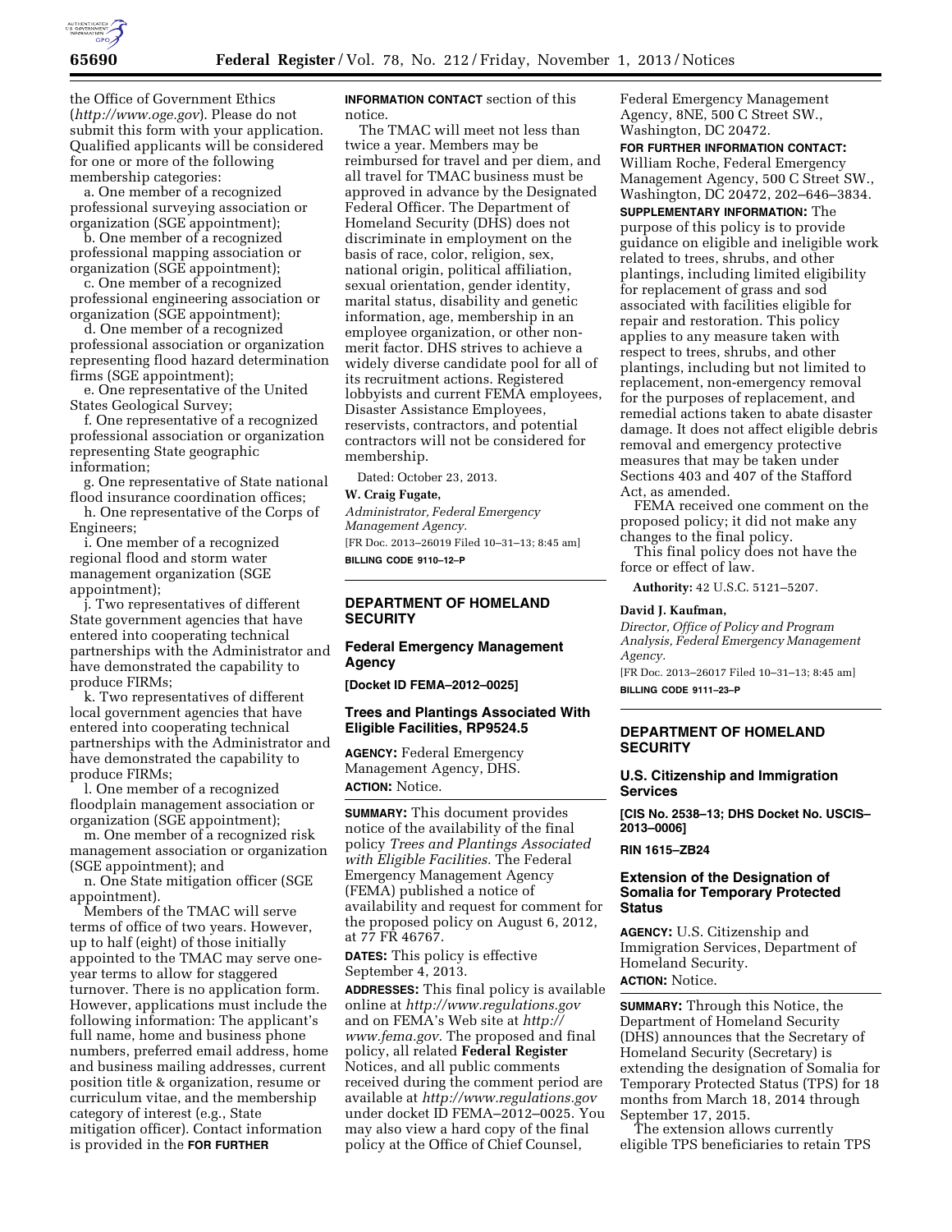the Office of Government Ethics (*http://www.oge.gov*). Please do not submit this form with your application. Qualified applicants will be considered for one or more of the following membership categories:

a. One member of a recognized professional surveying association or organization (SGE appointment);

b. One member of a recognized professional mapping association or organization (SGE appointment);

c. One member of a recognized professional engineering association or organization (SGE appointment);

d. One member of a recognized professional association or organization representing flood hazard determination firms (SGE appointment);

e. One representative of the United States Geological Survey;

f. One representative of a recognized professional association or organization representing State geographic information;

g. One representative of State national flood insurance coordination offices;

h. One representative of the Corps of Engineers;

i. One member of a recognized regional flood and storm water management organization (SGE appointment);

j. Two representatives of different State government agencies that have entered into cooperating technical partnerships with the Administrator and have demonstrated the capability to produce FIRMs;

k. Two representatives of different local government agencies that have entered into cooperating technical partnerships with the Administrator and have demonstrated the capability to produce FIRMs;

l. One member of a recognized floodplain management association or organization (SGE appointment);

m. One member of a recognized risk management association or organization (SGE appointment); and

n. One State mitigation officer (SGE appointment).

Members of the TMAC will serve terms of office of two years. However, up to half (eight) of those initially appointed to the TMAC may serve one-year terms to allow for staggered turnover. There is no application form. However, applications must include the following information: The applicant's full name, home and business phone numbers, preferred email address, home and business mailing addresses, current position title & organization, resume or curriculum vitae, and the membership category of interest (e.g., State mitigation officer). Contact information is provided in the **FOR FURTHER INFORMATION CONTACT** section of this notice.

The TMAC will meet not less than twice a year. Members may be reimbursed for travel and per diem, and all travel for TMAC business must be approved in advance by the Designated Federal Officer. The Department of Homeland Security (DHS) does not discriminate in employment on the basis of race, color, religion, sex, national origin, political affiliation, sexual orientation, gender identity, marital status, disability and genetic information, age, membership in an employee organization, or other non-merit factor. DHS strives to achieve a widely diverse candidate pool for all of its recruitment actions. Registered lobbyists and current FEMA employees, Disaster Assistance Employees, reservists, contractors, and potential contractors will not be considered for membership.

Dated: October 23, 2013.

**W. Craig Fugate,**

*Administrator, Federal Emergency Management Agency.*

[FR Doc. 2013–26019 Filed 10–31–13; 8:45 am]

**BILLING CODE 9110–12–P**

---

## DEPARTMENT OF HOMELAND SECURITY

### Federal Emergency Management Agency

**[Docket ID FEMA–2012–0025]**

### Trees and Plantings Associated With Eligible Facilities, RP9524.5

**AGENCY:** Federal Emergency Management Agency, DHS.

**ACTION:** Notice.

**SUMMARY:** This document provides notice of the availability of the final policy *Trees and Plantings Associated with Eligible Facilities.* The Federal Emergency Management Agency (FEMA) published a notice of availability and request for comment for the proposed policy on August 6, 2012, at 77 FR 46767.

**DATES:** This policy is effective September 4, 2013.

**ADDRESSES:** This final policy is available online at *http://www.regulations.gov* and on FEMA's Web site at *http://www.fema.gov.* The proposed and final policy, all related **Federal Register** Notices, and all public comments received during the comment period are available at *http://www.regulations.gov* under docket ID FEMA–2012–0025. You may also view a hard copy of the final policy at the Office of Chief Counsel, Federal Emergency Management Agency, 8NE, 500 C Street SW., Washington, DC 20472.

**FOR FURTHER INFORMATION CONTACT:** William Roche, Federal Emergency Management Agency, 500 C Street SW., Washington, DC 20472, 202–646–3834.

**SUPPLEMENTARY INFORMATION:** The purpose of this policy is to provide guidance on eligible and ineligible work related to trees, shrubs, and other plantings, including limited eligibility for replacement of grass and sod associated with facilities eligible for repair and restoration. This policy applies to any measure taken with respect to trees, shrubs, and other plantings, including but not limited to replacement, non-emergency removal for the purposes of replacement, and remedial actions taken to abate disaster damage. It does not affect eligible debris removal and emergency protective measures that may be taken under Sections 403 and 407 of the Stafford Act, as amended.

FEMA received one comment on the proposed policy; it did not make any changes to the final policy.

This final policy does not have the force or effect of law.

**Authority:** 42 U.S.C. 5121–5207.

**David J. Kaufman,**

*Director, Office of Policy and Program Analysis, Federal Emergency Management Agency.*

[FR Doc. 2013–26017 Filed 10–31–13; 8:45 am]

**BILLING CODE 9111–23–P**

---

## DEPARTMENT OF HOMELAND SECURITY

### U.S. Citizenship and Immigration Services

**[CIS No. 2538–13; DHS Docket No. USCIS–2013–0006]**

**RIN 1615–ZB24**

### Extension of the Designation of Somalia for Temporary Protected Status

**AGENCY:** U.S. Citizenship and Immigration Services, Department of Homeland Security.

**ACTION:** Notice.

**SUMMARY:** Through this Notice, the Department of Homeland Security (DHS) announces that the Secretary of Homeland Security (Secretary) is extending the designation of Somalia for Temporary Protected Status (TPS) for 18 months from March 18, 2014 through September 17, 2015.

The extension allows currently eligible TPS beneficiaries to retain TPS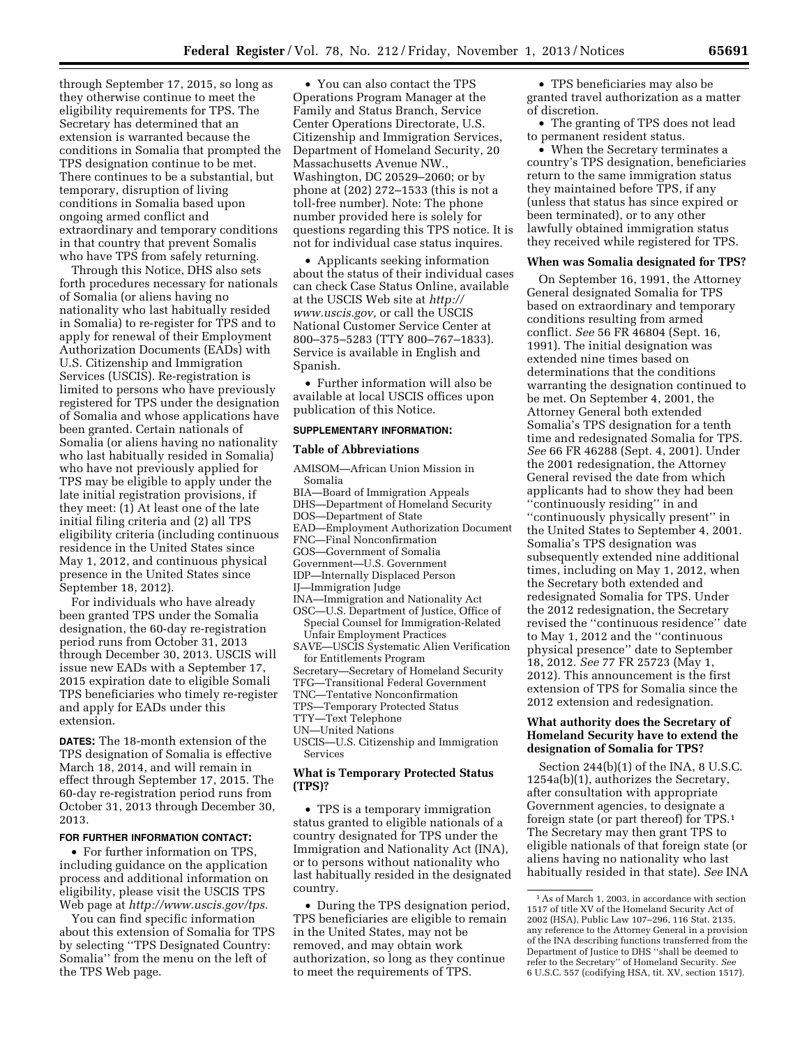through September 17, 2015, so long as they otherwise continue to meet the eligibility requirements for TPS. The Secretary has determined that an extension is warranted because the conditions in Somalia that prompted the TPS designation continue to be met. There continues to be a substantial, but temporary, disruption of living conditions in Somalia based upon ongoing armed conflict and extraordinary and temporary conditions in that country that prevent Somalis who have TPS from safely returning.

Through this Notice, DHS also sets forth procedures necessary for nationals of Somalia (or aliens having no nationality who last habitually resided in Somalia) to re-register for TPS and to apply for renewal of their Employment Authorization Documents (EADs) with U.S. Citizenship and Immigration Services (USCIS). Re-registration is limited to persons who have previously registered for TPS under the designation of Somalia and whose applications have been granted. Certain nationals of Somalia (or aliens having no nationality who last habitually resided in Somalia) who have not previously applied for TPS may be eligible to apply under the late initial registration provisions, if they meet: (1) At least one of the late initial filing criteria and (2) all TPS eligibility criteria (including continuous residence in the United States since May 1, 2012, and continuous physical presence in the United States since September 18, 2012).

For individuals who have already been granted TPS under the Somalia designation, the 60-day re-registration period runs from October 31, 2013 through December 30, 2013. USCIS will issue new EADs with a September 17, 2015 expiration date to eligible Somali TPS beneficiaries who timely re-register and apply for EADs under this extension.

**DATES:** The 18-month extension of the TPS designation of Somalia is effective March 18, 2014, and will remain in effect through September 17, 2015. The 60-day re-registration period runs from October 31, 2013 through December 30, 2013.

**FOR FURTHER INFORMATION CONTACT:**

- For further information on TPS, including guidance on the application process and additional information on eligibility, please visit the USCIS TPS Web page at *http://www.uscis.gov/tps.*

You can find specific information about this extension of Somalia for TPS by selecting "TPS Designated Country: Somalia" from the menu on the left of the TPS Web page.

- You can also contact the TPS Operations Program Manager at the Family and Status Branch, Service Center Operations Directorate, U.S. Citizenship and Immigration Services, Department of Homeland Security, 20 Massachusetts Avenue NW., Washington, DC 20529–2060; or by phone at (202) 272–1533 (this is not a toll-free number). Note: The phone number provided here is solely for questions regarding this TPS notice. It is not for individual case status inquires.
- Applicants seeking information about the status of their individual cases can check Case Status Online, available at the USCIS Web site at *http://www.uscis.gov,* or call the USCIS National Customer Service Center at 800–375–5283 (TTY 800–767–1833). Service is available in English and Spanish.
- Further information will also be available at local USCIS offices upon publication of this Notice.

**SUPPLEMENTARY INFORMATION:**

**Table of Abbreviations**

AMISOM—African Union Mission in Somalia
BIA—Board of Immigration Appeals
DHS—Department of Homeland Security
DOS—Department of State
EAD—Employment Authorization Document
FNC—Final Nonconfirmation
GOS—Government of Somalia
Government—U.S. Government
IDP—Internally Displaced Person
IJ—Immigration Judge
INA—Immigration and Nationality Act
OSC—U.S. Department of Justice, Office of Special Counsel for Immigration-Related Unfair Employment Practices
SAVE—USCIS Systematic Alien Verification for Entitlements Program
Secretary—Secretary of Homeland Security
TFG—Transitional Federal Government
TNC—Tentative Nonconfirmation
TPS—Temporary Protected Status
TTY—Text Telephone
UN—United Nations
USCIS—U.S. Citizenship and Immigration Services

**What is Temporary Protected Status (TPS)?**

- TPS is a temporary immigration status granted to eligible nationals of a country designated for TPS under the Immigration and Nationality Act (INA), or to persons without nationality who last habitually resided in the designated country.
- During the TPS designation period, TPS beneficiaries are eligible to remain in the United States, may not be removed, and may obtain work authorization, so long as they continue to meet the requirements of TPS.
- TPS beneficiaries may also be granted travel authorization as a matter of discretion.
- The granting of TPS does not lead to permanent resident status.
- When the Secretary terminates a country's TPS designation, beneficiaries return to the same immigration status they maintained before TPS, if any (unless that status has since expired or been terminated), or to any other lawfully obtained immigration status they received while registered for TPS.

**When was Somalia designated for TPS?**

On September 16, 1991, the Attorney General designated Somalia for TPS based on extraordinary and temporary conditions resulting from armed conflict. *See* 56 FR 46804 (Sept. 16, 1991). The initial designation was extended nine times based on determinations that the conditions warranting the designation continued to be met. On September 4, 2001, the Attorney General both extended Somalia's TPS designation for a tenth time and redesignated Somalia for TPS. *See* 66 FR 46288 (Sept. 4, 2001). Under the 2001 redesignation, the Attorney General revised the date from which applicants had to show they had been "continuously residing" in and "continuously physically present" in the United States to September 4, 2001. Somalia's TPS designation was subsequently extended nine additional times, including on May 1, 2012, when the Secretary both extended and redesignated Somalia for TPS. Under the 2012 redesignation, the Secretary revised the "continuous residence" date to May 1, 2012 and the "continuous physical presence" date to September 18, 2012. *See* 77 FR 25723 (May 1, 2012). This announcement is the first extension of TPS for Somalia since the 2012 extension and redesignation.

**What authority does the Secretary of Homeland Security have to extend the designation of Somalia for TPS?**

Section 244(b)(1) of the INA, 8 U.S.C. 1254a(b)(1), authorizes the Secretary, after consultation with appropriate Government agencies, to designate a foreign state (or part thereof) for TPS.[1] The Secretary may then grant TPS to eligible nationals of that foreign state (or aliens having no nationality who last habitually resided in that state). *See* INA

[1] As of March 1, 2003, in accordance with section 1517 of title XV of the Homeland Security Act of 2002 (HSA), Public Law 107–296, 116 Stat. 2135, any reference to the Attorney General in a provision of the INA describing functions transferred from the Department of Justice to DHS "shall be deemed to refer to the Secretary" of Homeland Security. *See* 6 U.S.C. 557 (codifying HSA, tit. XV, section 1517).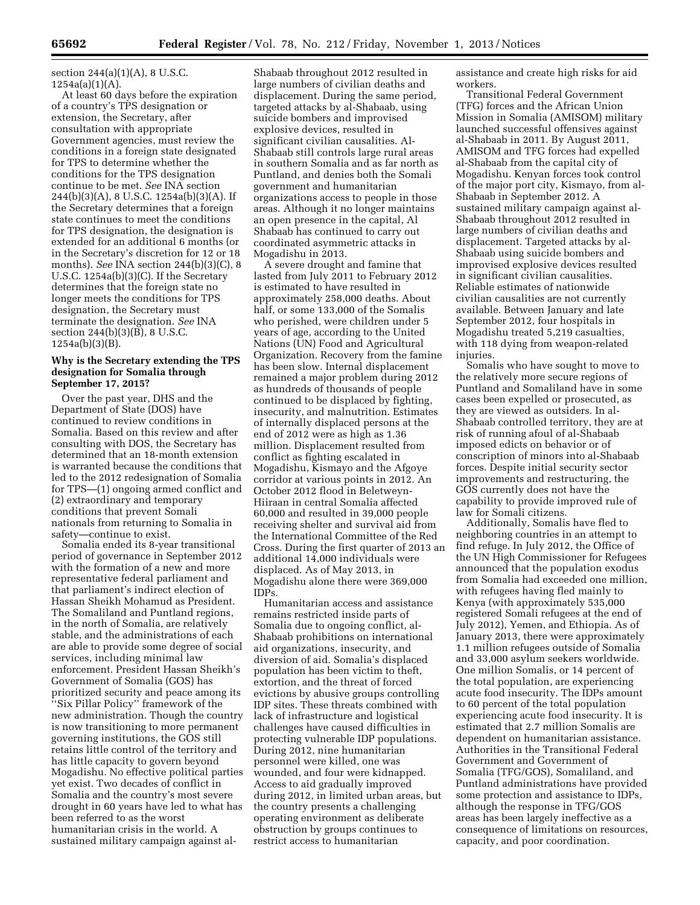section 244(a)(1)(A), 8 U.S.C. 1254a(a)(1)(A).

At least 60 days before the expiration of a country's TPS designation or extension, the Secretary, after consultation with appropriate Government agencies, must review the conditions in a foreign state designated for TPS to determine whether the conditions for the TPS designation continue to be met. *See* INA section 244(b)(3)(A), 8 U.S.C. 1254a(b)(3)(A). If the Secretary determines that a foreign state continues to meet the conditions for TPS designation, the designation is extended for an additional 6 months (or in the Secretary's discretion for 12 or 18 months). *See* INA section 244(b)(3)(C), 8 U.S.C. 1254a(b)(3)(C). If the Secretary determines that the foreign state no longer meets the conditions for TPS designation, the Secretary must terminate the designation. *See* INA section 244(b)(3)(B), 8 U.S.C. 1254a(b)(3)(B).

### Why is the Secretary extending the TPS designation for Somalia through September 17, 2015?

Over the past year, DHS and the Department of State (DOS) have continued to review conditions in Somalia. Based on this review and after consulting with DOS, the Secretary has determined that an 18-month extension is warranted because the conditions that led to the 2012 redesignation of Somalia for TPS—(1) ongoing armed conflict and (2) extraordinary and temporary conditions that prevent Somali nationals from returning to Somalia in safety—continue to exist.

Somalia ended its 8-year transitional period of governance in September 2012 with the formation of a new and more representative federal parliament and that parliament's indirect election of Hassan Sheikh Mohamud as President. The Somaliland and Puntland regions, in the north of Somalia, are relatively stable, and the administrations of each are able to provide some degree of social services, including minimal law enforcement. President Hassan Sheikh's Government of Somalia (GOS) has prioritized security and peace among its "Six Pillar Policy" framework of the new administration. Though the country is now transitioning to more permanent governing institutions, the GOS still retains little control of the territory and has little capacity to govern beyond Mogadishu. No effective political parties yet exist. Two decades of conflict in Somalia and the country's most severe drought in 60 years have led to what has been referred to as the worst humanitarian crisis in the world. A sustained military campaign against al-Shabaab throughout 2012 resulted in large numbers of civilian deaths and displacement. During the same period, targeted attacks by al-Shabaab, using suicide bombers and improvised explosive devices, resulted in significant civilian causalities. Al-Shabaab still controls large rural areas in southern Somalia and as far north as Puntland, and denies both the Somali government and humanitarian organizations access to people in those areas. Although it no longer maintains an open presence in the capital, Al Shabaab has continued to carry out coordinated asymmetric attacks in Mogadishu in 2013.

A severe drought and famine that lasted from July 2011 to February 2012 is estimated to have resulted in approximately 258,000 deaths. About half, or some 133,000 of the Somalis who perished, were children under 5 years of age, according to the United Nations (UN) Food and Agricultural Organization. Recovery from the famine has been slow. Internal displacement remained a major problem during 2012 as hundreds of thousands of people continued to be displaced by fighting, insecurity, and malnutrition. Estimates of internally displaced persons at the end of 2012 were as high as 1.36 million. Displacement resulted from conflict as fighting escalated in Mogadishu, Kismayo and the Afgoye corridor at various points in 2012. An October 2012 flood in Beletweyn-Hiiraan in central Somalia affected 60,000 and resulted in 39,000 people receiving shelter and survival aid from the International Committee of the Red Cross. During the first quarter of 2013 an additional 14,000 individuals were displaced. As of May 2013, in Mogadishu alone there were 369,000 IDPs.

Humanitarian access and assistance remains restricted inside parts of Somalia due to ongoing conflict, al-Shabaab prohibitions on international aid organizations, insecurity, and diversion of aid. Somalia's displaced population has been victim to theft, extortion, and the threat of forced evictions by abusive groups controlling IDP sites. These threats combined with lack of infrastructure and logistical challenges have caused difficulties in protecting vulnerable IDP populations. During 2012, nine humanitarian personnel were killed, one was wounded, and four were kidnapped. Access to aid gradually improved during 2012, in limited urban areas, but the country presents a challenging operating environment as deliberate obstruction by groups continues to restrict access to humanitarian assistance and create high risks for aid workers.

Transitional Federal Government (TFG) forces and the African Union Mission in Somalia (AMISOM) military launched successful offensives against al-Shabaab in 2011. By August 2011, AMISOM and TFG forces had expelled al-Shabaab from the capital city of Mogadishu. Kenyan forces took control of the major port city, Kismayo, from al-Shabaab in September 2012. A sustained military campaign against al-Shabaab throughout 2012 resulted in large numbers of civilian deaths and displacement. Targeted attacks by al-Shabaab using suicide bombers and improvised explosive devices resulted in significant civilian causalities. Reliable estimates of nationwide civilian causalities are not currently available. Between January and late September 2012, four hospitals in Mogadishu treated 5,219 casualties, with 118 dying from weapon-related injuries.

Somalis who have sought to move to the relatively more secure regions of Puntland and Somaliland have in some cases been expelled or prosecuted, as they are viewed as outsiders. In al-Shabaab controlled territory, they are at risk of running afoul of al-Shabaab imposed edicts on behavior or of conscription of minors into al-Shabaab forces. Despite initial security sector improvements and restructuring, the GOS currently does not have the capability to provide improved rule of law for Somali citizens.

Additionally, Somalis have fled to neighboring countries in an attempt to find refuge. In July 2012, the Office of the UN High Commissioner for Refugees announced that the population exodus from Somalia had exceeded one million, with refugees having fled mainly to Kenya (with approximately 535,000 registered Somali refugees at the end of July 2012), Yemen, and Ethiopia. As of January 2013, there were approximately 1.1 million refugees outside of Somalia and 33,000 asylum seekers worldwide. One million Somalis, or 14 percent of the total population, are experiencing acute food insecurity. The IDPs amount to 60 percent of the total population experiencing acute food insecurity. It is estimated that 2.7 million Somalis are dependent on humanitarian assistance. Authorities in the Transitional Federal Government and Government of Somalia (TFG/GOS), Somaliland, and Puntland administrations have provided some protection and assistance to IDPs, although the response in TFG/GOS areas has been largely ineffective as a consequence of limitations on resources, capacity, and poor coordination.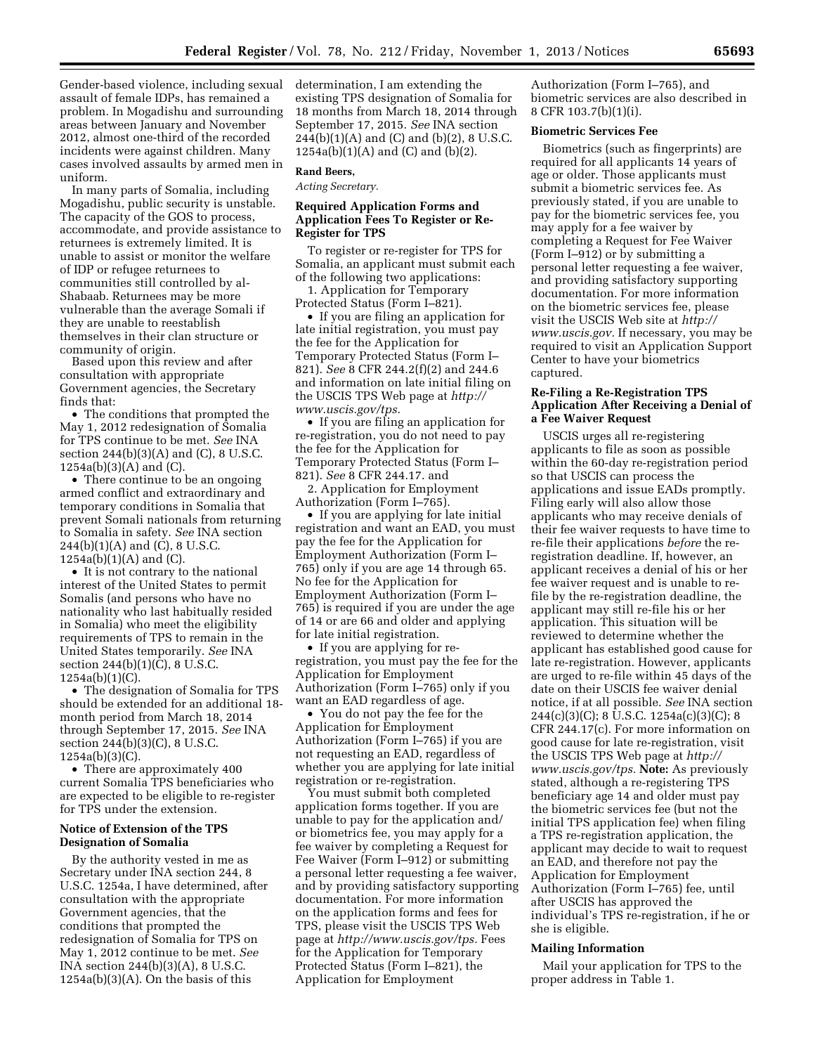Gender-based violence, including sexual assault of female IDPs, has remained a problem. In Mogadishu and surrounding areas between January and November 2012, almost one-third of the recorded incidents were against children. Many cases involved assaults by armed men in uniform.

In many parts of Somalia, including Mogadishu, public security is unstable. The capacity of the GOS to process, accommodate, and provide assistance to returnees is extremely limited. It is unable to assist or monitor the welfare of IDP or refugee returnees to communities still controlled by al-Shabaab. Returnees may be more vulnerable than the average Somali if they are unable to reestablish themselves in their clan structure or community of origin.

Based upon this review and after consultation with appropriate Government agencies, the Secretary finds that:

- The conditions that prompted the May 1, 2012 redesignation of Somalia for TPS continue to be met. *See* INA section 244(b)(3)(A) and (C), 8 U.S.C. 1254a(b)(3)(A) and (C).
- There continue to be an ongoing armed conflict and extraordinary and temporary conditions in Somalia that prevent Somali nationals from returning to Somalia in safety. *See* INA section 244(b)(1)(A) and (C), 8 U.S.C. 1254a(b)(1)(A) and (C).
- It is not contrary to the national interest of the United States to permit Somalis (and persons who have no nationality who last habitually resided in Somalia) who meet the eligibility requirements of TPS to remain in the United States temporarily. *See* INA section 244(b)(1)(C), 8 U.S.C. 1254a(b)(1)(C).
- The designation of Somalia for TPS should be extended for an additional 18-month period from March 18, 2014 through September 17, 2015. *See* INA section 244(b)(3)(C), 8 U.S.C. 1254a(b)(3)(C).
- There are approximately 400 current Somalia TPS beneficiaries who are expected to be eligible to re-register for TPS under the extension.

## Notice of Extension of the TPS Designation of Somalia

By the authority vested in me as Secretary under INA section 244, 8 U.S.C. 1254a, I have determined, after consultation with the appropriate Government agencies, that the conditions that prompted the redesignation of Somalia for TPS on May 1, 2012 continue to be met. *See* INA section 244(b)(3)(A), 8 U.S.C. 1254a(b)(3)(A). On the basis of this determination, I am extending the existing TPS designation of Somalia for 18 months from March 18, 2014 through September 17, 2015. *See* INA section 244(b)(1)(A) and (C) and (b)(2), 8 U.S.C. 1254a(b)(1)(A) and (C) and (b)(2).

**Rand Beers,**

*Acting Secretary.*

## Required Application Forms and Application Fees To Register or Re-Register for TPS

To register or re-register for TPS for Somalia, an applicant must submit each of the following two applications:

1. Application for Temporary Protected Status (Form I–821).

- If you are filing an application for late initial registration, you must pay the fee for the Application for Temporary Protected Status (Form I–821). *See* 8 CFR 244.2(f)(2) and 244.6 and information on late initial filing on the USCIS TPS Web page at *http://www.uscis.gov/tps.*
- If you are filing an application for re-registration, you do not need to pay the fee for the Application for Temporary Protected Status (Form I–821). *See* 8 CFR 244.17. and

2. Application for Employment Authorization (Form I–765).

- If you are applying for late initial registration and want an EAD, you must pay the fee for the Application for Employment Authorization (Form I–765) only if you are age 14 through 65. No fee for the Application for Employment Authorization (Form I–765) is required if you are under the age of 14 or are 66 and older and applying for late initial registration.
- If you are applying for re-registration, you must pay the fee for the Application for Employment Authorization (Form I–765) only if you want an EAD regardless of age.
- You do not pay the fee for the Application for Employment Authorization (Form I–765) if you are not requesting an EAD, regardless of whether you are applying for late initial registration or re-registration.

You must submit both completed application forms together. If you are unable to pay for the application and/or biometrics fee, you may apply for a fee waiver by completing a Request for Fee Waiver (Form I–912) or submitting a personal letter requesting a fee waiver, and by providing satisfactory supporting documentation. For more information on the application forms and fees for TPS, please visit the USCIS TPS Web page at *http://www.uscis.gov/tps.* Fees for the Application for Temporary Protected Status (Form I–821), the Application for Employment Authorization (Form I–765), and biometric services are also described in 8 CFR 103.7(b)(1)(i).

## Biometric Services Fee

Biometrics (such as fingerprints) are required for all applicants 14 years of age or older. Those applicants must submit a biometric services fee. As previously stated, if you are unable to pay for the biometric services fee, you may apply for a fee waiver by completing a Request for Fee Waiver (Form I–912) or by submitting a personal letter requesting a fee waiver, and providing satisfactory supporting documentation. For more information on the biometric services fee, please visit the USCIS Web site at *http://www.uscis.gov.* If necessary, you may be required to visit an Application Support Center to have your biometrics captured.

## Re-Filing a Re-Registration TPS Application After Receiving a Denial of a Fee Waiver Request

USCIS urges all re-registering applicants to file as soon as possible within the 60-day re-registration period so that USCIS can process the applications and issue EADs promptly. Filing early will also allow those applicants who may receive denials of their fee waiver requests to have time to re-file their applications *before* the re-registration deadline. If, however, an applicant receives a denial of his or her fee waiver request and is unable to re-file by the re-registration deadline, the applicant may still re-file his or her application. This situation will be reviewed to determine whether the applicant has established good cause for late re-registration. However, applicants are urged to re-file within 45 days of the date on their USCIS fee waiver denial notice, if at all possible. *See* INA section 244(c)(3)(C); 8 U.S.C. 1254a(c)(3)(C); 8 CFR 244.17(c). For more information on good cause for late re-registration, visit the USCIS TPS Web page at *http://www.uscis.gov/tps.* **Note:** As previously stated, although a re-registering TPS beneficiary age 14 and older must pay the biometric services fee (but not the initial TPS application fee) when filing a TPS re-registration application, the applicant may decide to wait to request an EAD, and therefore not pay the Application for Employment Authorization (Form I–765) fee, until after USCIS has approved the individual's TPS re-registration, if he or she is eligible.

## Mailing Information

Mail your application for TPS to the proper address in Table 1.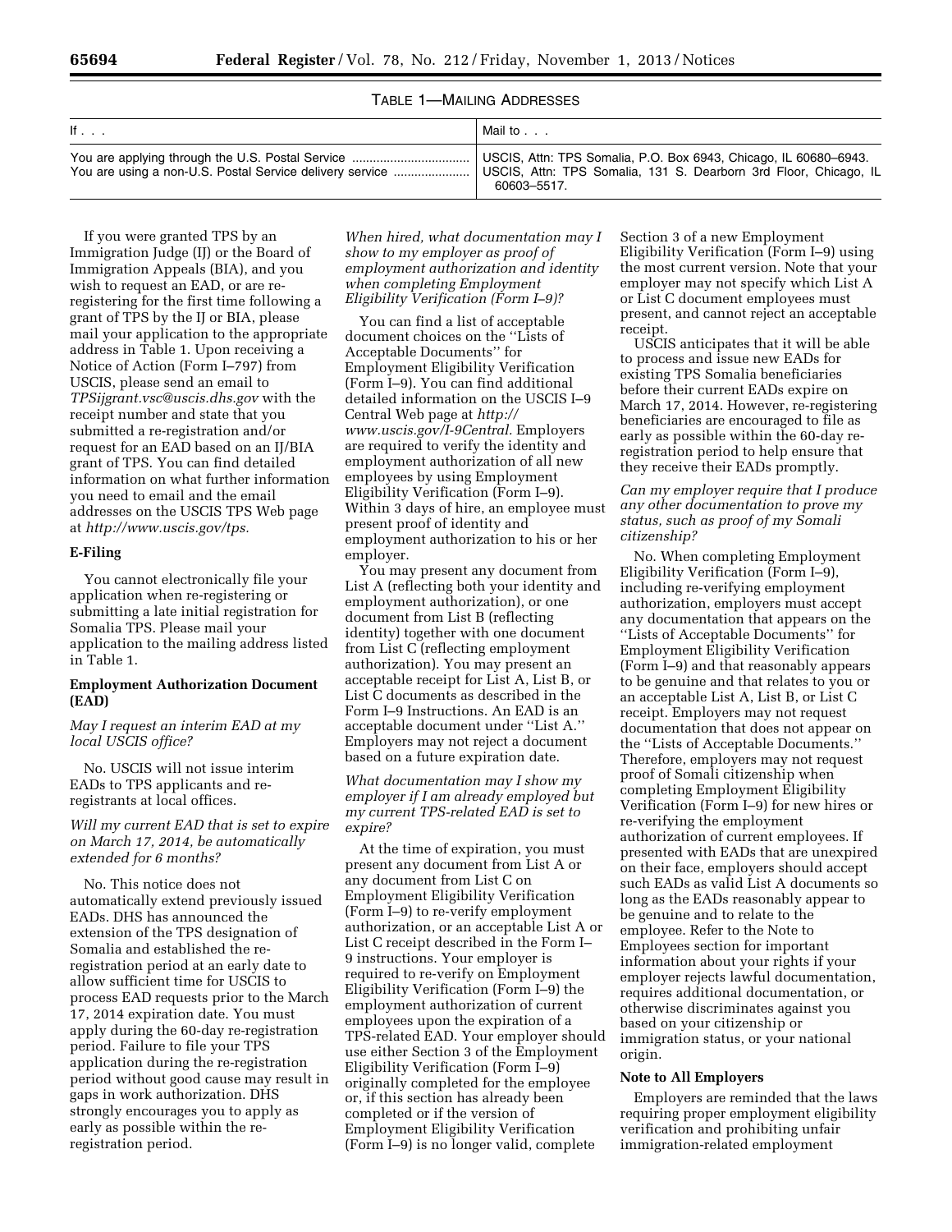TABLE 1—MAILING ADDRESSES

| If . . . | Mail to . . . |
| --- | --- |
| You are applying through the U.S. Postal Service | USCIS, Attn: TPS Somalia, P.O. Box 6943, Chicago, IL 60680–6943. |
| You are using a non-U.S. Postal Service delivery service | USCIS, Attn: TPS Somalia, 131 S. Dearborn 3rd Floor, Chicago, IL 60603–5517. |

If you were granted TPS by an Immigration Judge (IJ) or the Board of Immigration Appeals (BIA), and you wish to request an EAD, or are re-registering for the first time following a grant of TPS by the IJ or BIA, please mail your application to the appropriate address in Table 1. Upon receiving a Notice of Action (Form I–797) from USCIS, please send an email to *TPSijgrant.vsc@uscis.dhs.gov* with the receipt number and state that you submitted a re-registration and/or request for an EAD based on an IJ/BIA grant of TPS. You can find detailed information on what further information you need to email and the email addresses on the USCIS TPS Web page at *http://www.uscis.gov/tps.*

**E-Filing**

You cannot electronically file your application when re-registering or submitting a late initial registration for Somalia TPS. Please mail your application to the mailing address listed in Table 1.

**Employment Authorization Document (EAD)**

*May I request an interim EAD at my local USCIS office?*

No. USCIS will not issue interim EADs to TPS applicants and re-registrants at local offices.

*Will my current EAD that is set to expire on March 17, 2014, be automatically extended for 6 months?*

No. This notice does not automatically extend previously issued EADs. DHS has announced the extension of the TPS designation of Somalia and established the re-registration period at an early date to allow sufficient time for USCIS to process EAD requests prior to the March 17, 2014 expiration date. You must apply during the 60-day re-registration period. Failure to file your TPS application during the re-registration period without good cause may result in gaps in work authorization. DHS strongly encourages you to apply as early as possible within the re-registration period.

*When hired, what documentation may I show to my employer as proof of employment authorization and identity when completing Employment Eligibility Verification (Form I–9)?*

You can find a list of acceptable document choices on the ''Lists of Acceptable Documents'' for Employment Eligibility Verification (Form I–9). You can find additional detailed information on the USCIS I–9 Central Web page at *http://www.uscis.gov/I-9Central.* Employers are required to verify the identity and employment authorization of all new employees by using Employment Eligibility Verification (Form I–9). Within 3 days of hire, an employee must present proof of identity and employment authorization to his or her employer.

You may present any document from List A (reflecting both your identity and employment authorization), or one document from List B (reflecting identity) together with one document from List C (reflecting employment authorization). You may present an acceptable receipt for List A, List B, or List C documents as described in the Form I–9 Instructions. An EAD is an acceptable document under ''List A.'' Employers may not reject a document based on a future expiration date.

*What documentation may I show my employer if I am already employed but my current TPS-related EAD is set to expire?*

At the time of expiration, you must present any document from List A or any document from List C on Employment Eligibility Verification (Form I–9) to re-verify employment authorization, or an acceptable List A or List C receipt described in the Form I–9 instructions. Your employer is required to re-verify on Employment Eligibility Verification (Form I–9) the employment authorization of current employees upon the expiration of a TPS-related EAD. Your employer should use either Section 3 of the Employment Eligibility Verification (Form I–9) originally completed for the employee or, if this section has already been completed or if the version of Employment Eligibility Verification (Form I–9) is no longer valid, complete Section 3 of a new Employment Eligibility Verification (Form I–9) using the most current version. Note that your employer may not specify which List A or List C document employees must present, and cannot reject an acceptable receipt.

USCIS anticipates that it will be able to process and issue new EADs for existing TPS Somalia beneficiaries before their current EADs expire on March 17, 2014. However, re-registering beneficiaries are encouraged to file as early as possible within the 60-day re-registration period to help ensure that they receive their EADs promptly.

*Can my employer require that I produce any other documentation to prove my status, such as proof of my Somali citizenship?*

No. When completing Employment Eligibility Verification (Form I–9), including re-verifying employment authorization, employers must accept any documentation that appears on the ''Lists of Acceptable Documents'' for Employment Eligibility Verification (Form I–9) and that reasonably appears to be genuine and that relates to you or an acceptable List A, List B, or List C receipt. Employers may not request documentation that does not appear on the ''Lists of Acceptable Documents.'' Therefore, employers may not request proof of Somali citizenship when completing Employment Eligibility Verification (Form I–9) for new hires or re-verifying the employment authorization of current employees. If presented with EADs that are unexpired on their face, employers should accept such EADs as valid List A documents so long as the EADs reasonably appear to be genuine and to relate to the employee. Refer to the Note to Employees section for important information about your rights if your employer rejects lawful documentation, requires additional documentation, or otherwise discriminates against you based on your citizenship or immigration status, or your national origin.

**Note to All Employers**

Employers are reminded that the laws requiring proper employment eligibility verification and prohibiting unfair immigration-related employment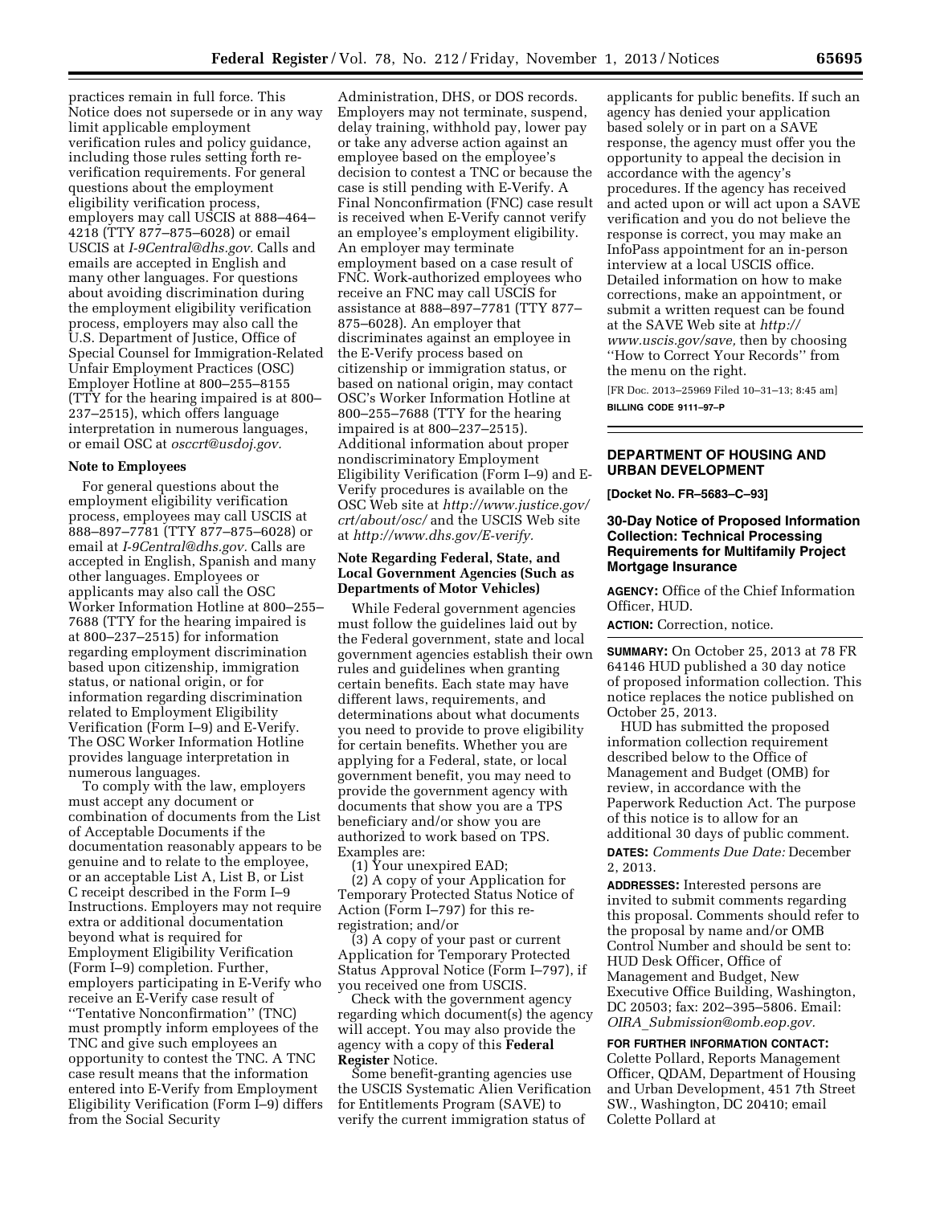practices remain in full force. This Notice does not supersede or in any way limit applicable employment verification rules and policy guidance, including those rules setting forth re-verification requirements. For general questions about the employment eligibility verification process, employers may call USCIS at 888–464–4218 (TTY 877–875–6028) or email USCIS at *I-9Central@dhs.gov.* Calls and emails are accepted in English and many other languages. For questions about avoiding discrimination during the employment eligibility verification process, employers may also call the U.S. Department of Justice, Office of Special Counsel for Immigration-Related Unfair Employment Practices (OSC) Employer Hotline at 800–255–8155 (TTY for the hearing impaired is at 800–237–2515), which offers language interpretation in numerous languages, or email OSC at *osccrt@usdoj.gov.*

**Note to Employees**

For general questions about the employment eligibility verification process, employees may call USCIS at 888–897–7781 (TTY 877–875–6028) or email at *I-9Central@dhs.gov.* Calls are accepted in English, Spanish and many other languages. Employees or applicants may also call the OSC Worker Information Hotline at 800–255–7688 (TTY for the hearing impaired is at 800–237–2515) for information regarding employment discrimination based upon citizenship, immigration status, or national origin, or for information regarding discrimination related to Employment Eligibility Verification (Form I–9) and E-Verify. The OSC Worker Information Hotline provides language interpretation in numerous languages.

To comply with the law, employers must accept any document or combination of documents from the List of Acceptable Documents if the documentation reasonably appears to be genuine and to relate to the employee, or an acceptable List A, List B, or List C receipt described in the Form I–9 Instructions. Employers may not require extra or additional documentation beyond what is required for Employment Eligibility Verification (Form I–9) completion. Further, employers participating in E-Verify who receive an E-Verify case result of ''Tentative Nonconfirmation'' (TNC) must promptly inform employees of the TNC and give such employees an opportunity to contest the TNC. A TNC case result means that the information entered into E-Verify from Employment Eligibility Verification (Form I–9) differs from the Social Security Administration, DHS, or DOS records. Employers may not terminate, suspend, delay training, withhold pay, lower pay or take any adverse action against an employee based on the employee's decision to contest a TNC or because the case is still pending with E-Verify. A Final Nonconfirmation (FNC) case result is received when E-Verify cannot verify an employee's employment eligibility. An employer may terminate employment based on a case result of FNC. Work-authorized employees who receive an FNC may call USCIS for assistance at 888–897–7781 (TTY 877–875–6028). An employer that discriminates against an employee in the E-Verify process based on citizenship or immigration status, or based on national origin, may contact OSC's Worker Information Hotline at 800–255–7688 (TTY for the hearing impaired is at 800–237–2515). Additional information about proper nondiscriminatory Employment Eligibility Verification (Form I–9) and E-Verify procedures is available on the OSC Web site at *http://www.justice.gov/crt/about/osc/* and the USCIS Web site at *http://www.dhs.gov/E-verify.*

**Note Regarding Federal, State, and Local Government Agencies (Such as Departments of Motor Vehicles)**

While Federal government agencies must follow the guidelines laid out by the Federal government, state and local government agencies establish their own rules and guidelines when granting certain benefits. Each state may have different laws, requirements, and determinations about what documents you need to provide to prove eligibility for certain benefits. Whether you are applying for a Federal, state, or local government benefit, you may need to provide the government agency with documents that show you are a TPS beneficiary and/or show you are authorized to work based on TPS. Examples are:

(1) Your unexpired EAD;

(2) A copy of your Application for Temporary Protected Status Notice of Action (Form I–797) for this re-registration; and/or

(3) A copy of your past or current Application for Temporary Protected Status Approval Notice (Form I–797), if you received one from USCIS.

Check with the government agency regarding which document(s) the agency will accept. You may also provide the agency with a copy of this **Federal Register** Notice.

Some benefit-granting agencies use the USCIS Systematic Alien Verification for Entitlements Program (SAVE) to verify the current immigration status of applicants for public benefits. If such an agency has denied your application based solely or in part on a SAVE response, the agency must offer you the opportunity to appeal the decision in accordance with the agency's procedures. If the agency has received and acted upon or will act upon a SAVE verification and you do not believe the response is correct, you may make an InfoPass appointment for an in-person interview at a local USCIS office. Detailed information on how to make corrections, make an appointment, or submit a written request can be found at the SAVE Web site at *http://www.uscis.gov/save,* then by choosing ''How to Correct Your Records'' from the menu on the right.

[FR Doc. 2013–25969 Filed 10–31–13; 8:45 am]

**BILLING CODE 9111–97–P**

## DEPARTMENT OF HOUSING AND URBAN DEVELOPMENT

**[Docket No. FR–5683–C–93]**

### 30-Day Notice of Proposed Information Collection: Technical Processing Requirements for Multifamily Project Mortgage Insurance

**AGENCY:** Office of the Chief Information Officer, HUD.

**ACTION:** Correction, notice.

**SUMMARY:** On October 25, 2013 at 78 FR 64146 HUD published a 30 day notice of proposed information collection. This notice replaces the notice published on October 25, 2013.

HUD has submitted the proposed information collection requirement described below to the Office of Management and Budget (OMB) for review, in accordance with the Paperwork Reduction Act. The purpose of this notice is to allow for an additional 30 days of public comment.

**DATES:** *Comments Due Date:* December 2, 2013.

**ADDRESSES:** Interested persons are invited to submit comments regarding this proposal. Comments should refer to the proposal by name and/or OMB Control Number and should be sent to: HUD Desk Officer, Office of Management and Budget, New Executive Office Building, Washington, DC 20503; fax: 202–395–5806. Email: *OIRA_Submission@omb.eop.gov.*

**FOR FURTHER INFORMATION CONTACT:** Colette Pollard, Reports Management Officer, QDAM, Department of Housing and Urban Development, 451 7th Street SW., Washington, DC 20410; email Colette Pollard at